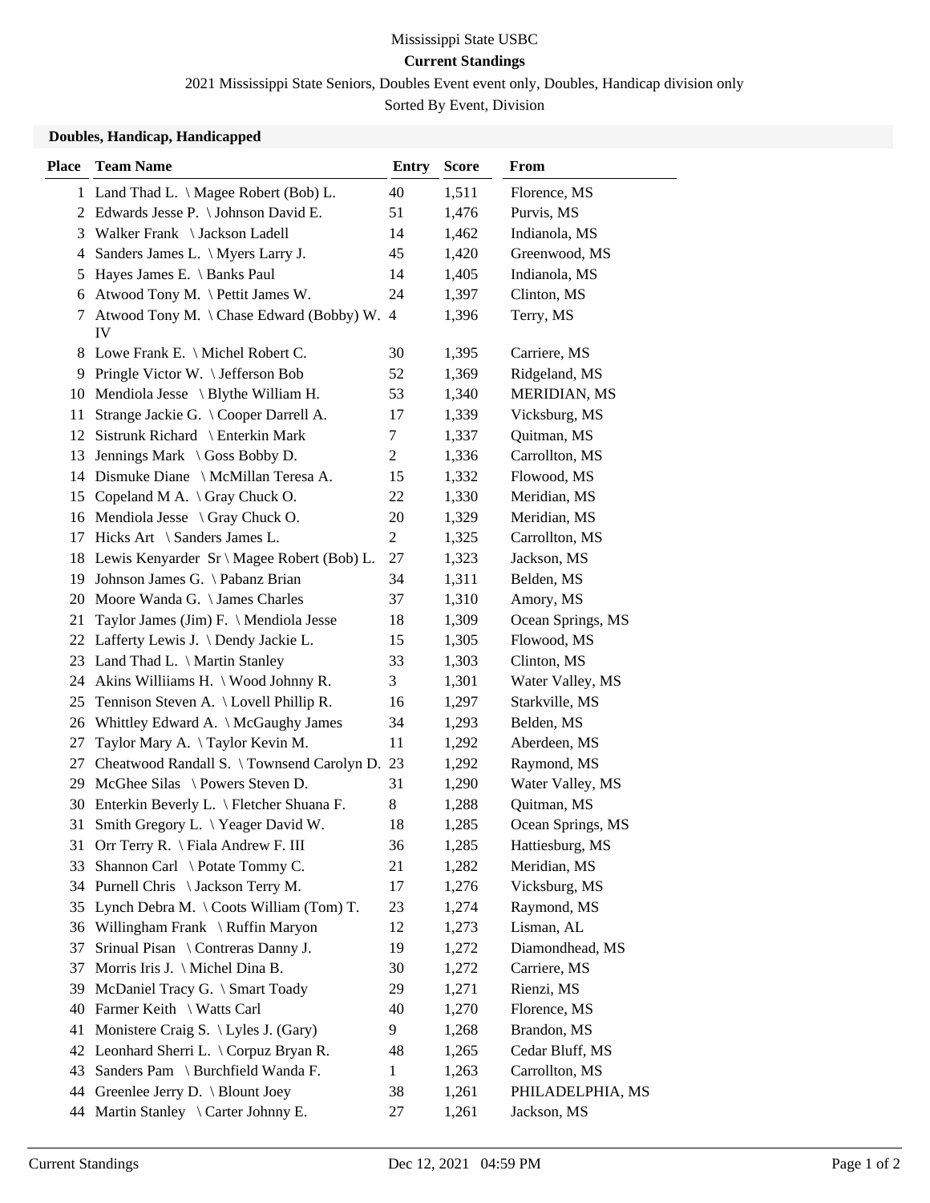Mississippi State USBC

**Current Standings**

2021 Mississippi State Seniors, Doubles Event event only, Doubles, Handicap division only

Sorted By Event, Division

### Doubles, Handicap, Handicapped

| Place | Team Name | Entry | Score | From |
|---|---|---|---|---|
| 1 | Land Thad L. \ Magee Robert (Bob) L. | 40 | 1,511 | Florence, MS |
| 2 | Edwards Jesse P. \ Johnson David E. | 51 | 1,476 | Purvis, MS |
| 3 | Walker Frank \ Jackson Ladell | 14 | 1,462 | Indianola, MS |
| 4 | Sanders James L. \ Myers Larry J. | 45 | 1,420 | Greenwood, MS |
| 5 | Hayes James E. \ Banks Paul | 14 | 1,405 | Indianola, MS |
| 6 | Atwood Tony M. \ Pettit James W. | 24 | 1,397 | Clinton, MS |
| 7 | Atwood Tony M. \ Chase Edward (Bobby) W. IV | 4 | 1,396 | Terry, MS |
| 8 | Lowe Frank E. \ Michel Robert C. | 30 | 1,395 | Carriere, MS |
| 9 | Pringle Victor W. \ Jefferson Bob | 52 | 1,369 | Ridgeland, MS |
| 10 | Mendiola Jesse \ Blythe William H. | 53 | 1,340 | MERIDIAN, MS |
| 11 | Strange Jackie G. \ Cooper Darrell A. | 17 | 1,339 | Vicksburg, MS |
| 12 | Sistrunk Richard \ Enterkin Mark | 7 | 1,337 | Quitman, MS |
| 13 | Jennings Mark \ Goss Bobby D. | 2 | 1,336 | Carrollton, MS |
| 14 | Dismuke Diane \ McMillan Teresa A. | 15 | 1,332 | Flowood, MS |
| 15 | Copeland M A. \ Gray Chuck O. | 22 | 1,330 | Meridian, MS |
| 16 | Mendiola Jesse \ Gray Chuck O. | 20 | 1,329 | Meridian, MS |
| 17 | Hicks Art \ Sanders James L. | 2 | 1,325 | Carrollton, MS |
| 18 | Lewis Kenyarder Sr \ Magee Robert (Bob) L. | 27 | 1,323 | Jackson, MS |
| 19 | Johnson James G. \ Pabanz Brian | 34 | 1,311 | Belden, MS |
| 20 | Moore Wanda G. \ James Charles | 37 | 1,310 | Amory, MS |
| 21 | Taylor James (Jim) F. \ Mendiola Jesse | 18 | 1,309 | Ocean Springs, MS |
| 22 | Lafferty Lewis J. \ Dendy Jackie L. | 15 | 1,305 | Flowood, MS |
| 23 | Land Thad L. \ Martin Stanley | 33 | 1,303 | Clinton, MS |
| 24 | Akins Williiams H. \ Wood Johnny R. | 3 | 1,301 | Water Valley, MS |
| 25 | Tennison Steven A. \ Lovell Phillip R. | 16 | 1,297 | Starkville, MS |
| 26 | Whittley Edward A. \ McGaughy James | 34 | 1,293 | Belden, MS |
| 27 | Taylor Mary A. \ Taylor Kevin M. | 11 | 1,292 | Aberdeen, MS |
| 27 | Cheatwood Randall S. \ Townsend Carolyn D. | 23 | 1,292 | Raymond, MS |
| 29 | McGhee Silas \ Powers Steven D. | 31 | 1,290 | Water Valley, MS |
| 30 | Enterkin Beverly L. \ Fletcher Shuana F. | 8 | 1,288 | Quitman, MS |
| 31 | Smith Gregory L. \ Yeager David W. | 18 | 1,285 | Ocean Springs, MS |
| 31 | Orr Terry R. \ Fiala Andrew F. III | 36 | 1,285 | Hattiesburg, MS |
| 33 | Shannon Carl \ Potate Tommy C. | 21 | 1,282 | Meridian, MS |
| 34 | Purnell Chris \ Jackson Terry M. | 17 | 1,276 | Vicksburg, MS |
| 35 | Lynch Debra M. \ Coots William (Tom) T. | 23 | 1,274 | Raymond, MS |
| 36 | Willingham Frank \ Ruffin Maryon | 12 | 1,273 | Lisman, AL |
| 37 | Srinual Pisan \ Contreras Danny J. | 19 | 1,272 | Diamondhead, MS |
| 37 | Morris Iris J. \ Michel Dina B. | 30 | 1,272 | Carriere, MS |
| 39 | McDaniel Tracy G. \ Smart Toady | 29 | 1,271 | Rienzi, MS |
| 40 | Farmer Keith \ Watts Carl | 40 | 1,270 | Florence, MS |
| 41 | Monistere Craig S. \ Lyles J. (Gary) | 9 | 1,268 | Brandon, MS |
| 42 | Leonhard Sherri L. \ Corpuz Bryan R. | 48 | 1,265 | Cedar Bluff, MS |
| 43 | Sanders Pam \ Burchfield Wanda F. | 1 | 1,263 | Carrollton, MS |
| 44 | Greenlee Jerry D. \ Blount Joey | 38 | 1,261 | PHILADELPHIA, MS |
| 44 | Martin Stanley \ Carter Johnny E. | 27 | 1,261 | Jackson, MS |

Current Standings Dec 12, 2021 04:59 PM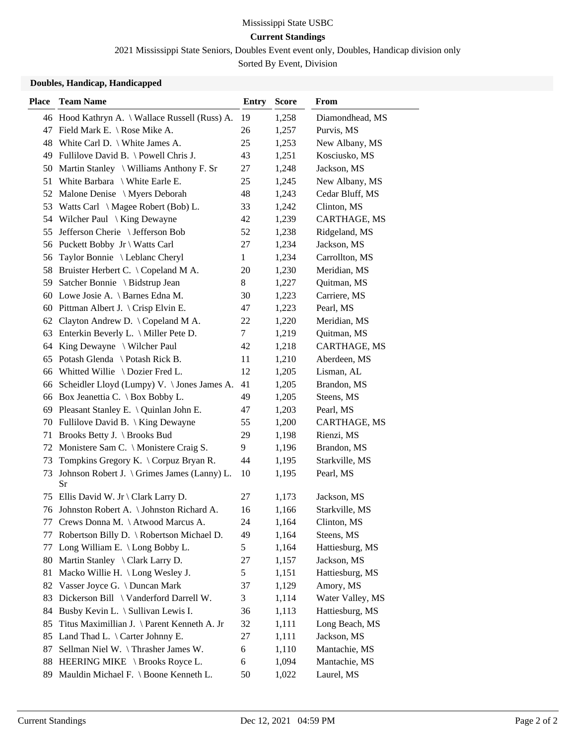Mississippi State USBC

**Current Standings**

2021 Mississippi State Seniors, Doubles Event event only, Doubles, Handicap division only

Sorted By Event, Division

### Doubles, Handicap, Handicapped

| Place | Team Name | Entry | Score | From |
|---|---|---|---|---|
| 46 | Hood Kathryn A. \ Wallace Russell (Russ) A. | 19 | 1,258 | Diamondhead, MS |
| 47 | Field Mark E. \ Rose Mike A. | 26 | 1,257 | Purvis, MS |
| 48 | White Carl D. \ White James A. | 25 | 1,253 | New Albany, MS |
| 49 | Fullilove David B. \ Powell Chris J. | 43 | 1,251 | Kosciusko, MS |
| 50 | Martin Stanley \ Williams Anthony F. Sr | 27 | 1,248 | Jackson, MS |
| 51 | White Barbara \ White Earle E. | 25 | 1,245 | New Albany, MS |
| 52 | Malone Denise \ Myers Deborah | 48 | 1,243 | Cedar Bluff, MS |
| 53 | Watts Carl \ Magee Robert (Bob) L. | 33 | 1,242 | Clinton, MS |
| 54 | Wilcher Paul \ King Dewayne | 42 | 1,239 | CARTHAGE, MS |
| 55 | Jefferson Cherie \ Jefferson Bob | 52 | 1,238 | Ridgeland, MS |
| 56 | Puckett Bobby Jr \ Watts Carl | 27 | 1,234 | Jackson, MS |
| 56 | Taylor Bonnie \ Leblanc Cheryl | 1 | 1,234 | Carrollton, MS |
| 58 | Bruister Herbert C. \ Copeland M A. | 20 | 1,230 | Meridian, MS |
| 59 | Satcher Bonnie \ Bidstrup Jean | 8 | 1,227 | Quitman, MS |
| 60 | Lowe Josie A. \ Barnes Edna M. | 30 | 1,223 | Carriere, MS |
| 60 | Pittman Albert J. \ Crisp Elvin E. | 47 | 1,223 | Pearl, MS |
| 62 | Clayton Andrew D. \ Copeland M A. | 22 | 1,220 | Meridian, MS |
| 63 | Enterkin Beverly L. \ Miller Pete D. | 7 | 1,219 | Quitman, MS |
| 64 | King Dewayne \ Wilcher Paul | 42 | 1,218 | CARTHAGE, MS |
| 65 | Potash Glenda \ Potash Rick B. | 11 | 1,210 | Aberdeen, MS |
| 66 | Whitted Willie \ Dozier Fred L. | 12 | 1,205 | Lisman, AL |
| 66 | Scheidler Lloyd (Lumpy) V. \ Jones James A. | 41 | 1,205 | Brandon, MS |
| 66 | Box Jeanettia C. \ Box Bobby L. | 49 | 1,205 | Steens, MS |
| 69 | Pleasant Stanley E. \ Quinlan John E. | 47 | 1,203 | Pearl, MS |
| 70 | Fullilove David B. \ King Dewayne | 55 | 1,200 | CARTHAGE, MS |
| 71 | Brooks Betty J. \ Brooks Bud | 29 | 1,198 | Rienzi, MS |
| 72 | Monistere Sam C. \ Monistere Craig S. | 9 | 1,196 | Brandon, MS |
| 73 | Tompkins Gregory K. \ Corpuz Bryan R. | 44 | 1,195 | Starkville, MS |
| 73 | Johnson Robert J. \ Grimes James (Lanny) L. Sr | 10 | 1,195 | Pearl, MS |
| 75 | Ellis David W. Jr \ Clark Larry D. | 27 | 1,173 | Jackson, MS |
| 76 | Johnston Robert A. \ Johnston Richard A. | 16 | 1,166 | Starkville, MS |
| 77 | Crews Donna M. \ Atwood Marcus A. | 24 | 1,164 | Clinton, MS |
| 77 | Robertson Billy D. \ Robertson Michael D. | 49 | 1,164 | Steens, MS |
| 77 | Long William E. \ Long Bobby L. | 5 | 1,164 | Hattiesburg, MS |
| 80 | Martin Stanley \ Clark Larry D. | 27 | 1,157 | Jackson, MS |
| 81 | Macko Willie H. \ Long Wesley J. | 5 | 1,151 | Hattiesburg, MS |
| 82 | Vasser Joyce G. \ Duncan Mark | 37 | 1,129 | Amory, MS |
| 83 | Dickerson Bill \ Vanderford Darrell W. | 3 | 1,114 | Water Valley, MS |
| 84 | Busby Kevin L. \ Sullivan Lewis I. | 36 | 1,113 | Hattiesburg, MS |
| 85 | Titus Maximillian J. \ Parent Kenneth A. Jr | 32 | 1,111 | Long Beach, MS |
| 85 | Land Thad L. \ Carter Johnny E. | 27 | 1,111 | Jackson, MS |
| 87 | Sellman Niel W. \ Thrasher James W. | 6 | 1,110 | Mantachie, MS |
| 88 | HEERING MIKE \ Brooks Royce L. | 6 | 1,094 | Mantachie, MS |
| 89 | Mauldin Michael F. \ Boone Kenneth L. | 50 | 1,022 | Laurel, MS |

Current Standings Dec 12, 2021 04:59 PM